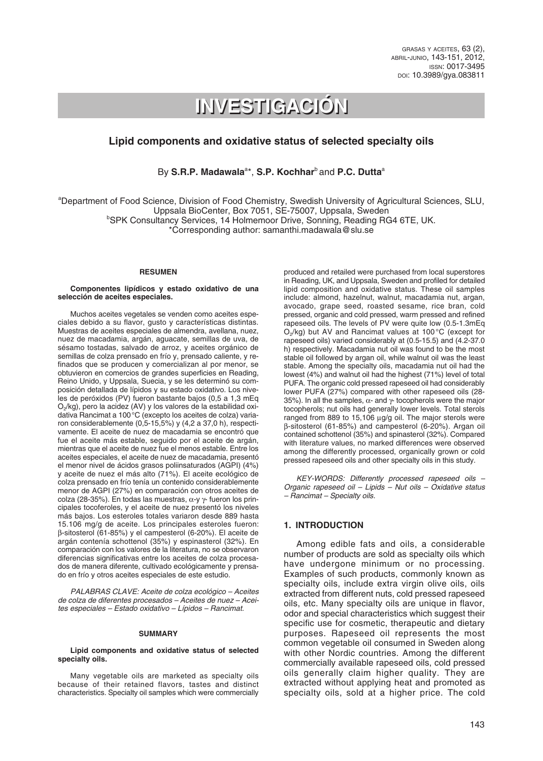# INVESTIGACIÓN

## Lipid components and oxidative status of selected specialty oils

By **S.R.P. Madawala**[a]*, **S.P. Kochhar**[b] and **P.C. Dutta**[a]

[a]Department of Food Science, Division of Food Chemistry, Swedish University of Agricultural Sciences, SLU, Uppsala BioCenter, Box 7051, SE-75007, Uppsala, Sweden
[b]SPK Consultancy Services, 14 Holmemoor Drive, Sonning, Reading RG4 6TE, UK.
*Corresponding author: samanthi.madawala@slu.se

### RESUMEN

**Componentes lipídicos y estado oxidativo de una selección de aceites especiales.**

Muchos aceites vegetales se venden como aceites especiales debido a su flavor, gusto y características distintas. Muestras de aceites especiales de almendra, avellana, nuez, nuez de macadamia, argán, aguacate, semillas de uva, de sésamo tostadas, salvado de arroz, y aceites orgánico de semillas de colza prensado en frío y, prensado caliente, y refinados que se producen y comercializan al por menor, se obtuvieron en comercios de grandes superficies en Reading, Reino Unido, y Uppsala, Suecia, y se les determinó su composición detallada de lípidos y su estado oxidativo. Los niveles de peróxidos (PV) fueron bastante bajos (0,5 a 1,3 mEq $O_2$/kg), pero la acidez (AV) y los valores de la estabilidad oxidativa Rancimat a 100 °C (excepto los aceites de colza) variaron considerablemente (0,5-15,5%) y (4,2 a 37,0 h), respectivamente. El aceite de nuez de macadamia se encontró que fue el aceite más estable, seguido por el aceite de argán, mientras que el aceite de nuez fue el menos estable. Entre los aceites especiales, el aceite de nuez de macadamia, presentó el menor nivel de ácidos grasos poliinsaturados (AGPI) (4%) y aceite de nuez el más alto (71%). El aceite ecológico de colza prensado en frío tenía un contenido considerablemente menor de AGPI (27%) en comparación con otros aceites de colza (28-35%). En todas las muestras, α-y γ- fueron los principales tocoferoles, y el aceite de nuez presentó los niveles más bajos. Los esteroles totales variaron desde 889 hasta 15.106 mg/g de aceite. Los principales esteroles fueron: β-sitosterol (61-85%) y el campesterol (6-20%). El aceite de argán contenía schottenol (35%) y espinasterol (32%). En comparación con los valores de la literatura, no se observaron diferencias significativas entre los aceites de colza procesados de manera diferente, cultivado ecológicamente y prensado en frío y otros aceites especiales de este estudio.

*PALABRAS CLAVE: Aceite de colza ecológico – Aceites de colza de diferentes procesados – Aceites de nuez – Aceites especiales – Estado oxidativo – Lípidos – Rancimat.*

### SUMMARY

**Lipid components and oxidative status of selected specialty oils.**

Many vegetable oils are marketed as specialty oils because of their retained flavors, tastes and distinct characteristics. Specialty oil samples which were commercially produced and retailed were purchased from local superstores in Reading, UK, and Uppsala, Sweden and profiled for detailed lipid composition and oxidative status. These oil samples include: almond, hazelnut, walnut, macadamia nut, argan, avocado, grape seed, roasted sesame, rice bran, cold pressed, organic and cold pressed, warm pressed and refined rapeseed oils. The levels of PV were quite low (0.5-1.3mEq $O_2$/kg) but AV and Rancimat values at 100 °C (except for rapeseed oils) varied considerably at (0.5-15.5) and (4.2-37.0 h) respectively. Macadamia nut oil was found to be the most stable oil followed by argan oil, while walnut oil was the least stable. Among the specialty oils, macadamia nut oil had the lowest (4%) and walnut oil had the highest (71%) level of total PUFA. The organic cold pressed rapeseed oil had considerably lower PUFA (27%) compared with other rapeseed oils (28-35%). In all the samples, α- and γ- tocopherols were the major tocopherols; nut oils had generally lower levels. Total sterols ranged from 889 to 15,106 μg/g oil. The major sterols were β-sitosterol (61-85%) and campesterol (6-20%). Argan oil contained schottenol (35%) and spinasterol (32%). Compared with literature values, no marked differences were observed among the differently processed, organically grown or cold pressed rapeseed oils and other specialty oils in this study.

*KEY-WORDS: Differently processed rapeseed oils – Organic rapeseed oil – Lipids – Nut oils – Oxidative status – Rancimat – Specialty oils.*

## 1. INTRODUCTION

Among edible fats and oils, a considerable number of products are sold as specialty oils which have undergone minimum or no processing. Examples of such products, commonly known as specialty oils, include extra virgin olive oils, oils extracted from different nuts, cold pressed rapeseed oils, etc. Many specialty oils are unique in flavor, odor and special characteristics which suggest their specific use for cosmetic, therapeutic and dietary purposes. Rapeseed oil represents the most common vegetable oil consumed in Sweden along with other Nordic countries. Among the different commercially available rapeseed oils, cold pressed oils generally claim higher quality. They are extracted without applying heat and promoted as specialty oils, sold at a higher price. The cold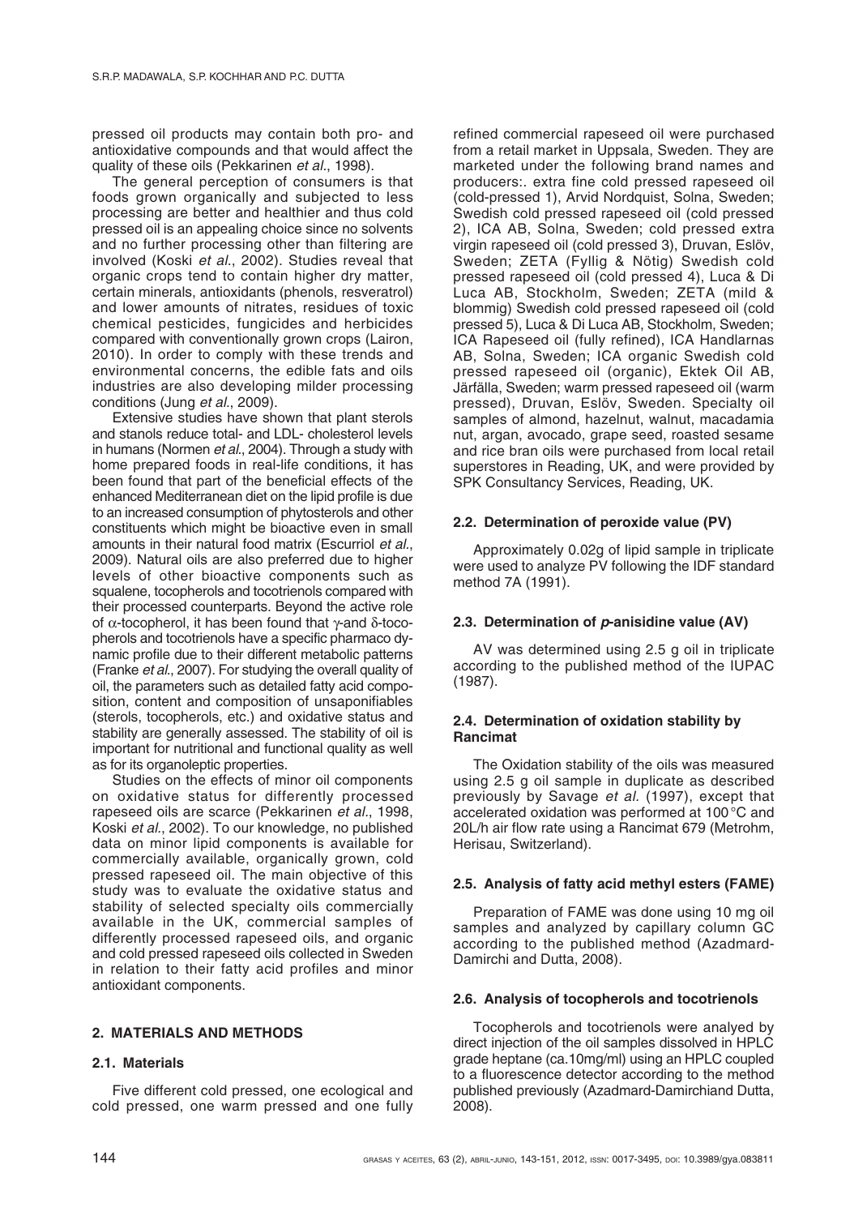pressed oil products may contain both pro- and antioxidative compounds and that would affect the quality of these oils (Pekkarinen *et al.*, 1998).

The general perception of consumers is that foods grown organically and subjected to less processing are better and healthier and thus cold pressed oil is an appealing choice since no solvents and no further processing other than filtering are involved (Koski *et al.*, 2002). Studies reveal that organic crops tend to contain higher dry matter, certain minerals, antioxidants (phenols, resveratrol) and lower amounts of nitrates, residues of toxic chemical pesticides, fungicides and herbicides compared with conventionally grown crops (Lairon, 2010). In order to comply with these trends and environmental concerns, the edible fats and oils industries are also developing milder processing conditions (Jung *et al.*, 2009).

Extensive studies have shown that plant sterols and stanols reduce total- and LDL- cholesterol levels in humans (Normen *et al.*, 2004). Through a study with home prepared foods in real-life conditions, it has been found that part of the beneficial effects of the enhanced Mediterranean diet on the lipid profile is due to an increased consumption of phytosterols and other constituents which might be bioactive even in small amounts in their natural food matrix (Escurriol *et al.*, 2009). Natural oils are also preferred due to higher levels of other bioactive components such as squalene, tocopherols and tocotrienols compared with their processed counterparts. Beyond the active role of α-tocopherol, it has been found that γ-and δ-tocopherols and tocotrienols have a specific pharmaco dynamic profile due to their different metabolic patterns (Franke *et al.*, 2007). For studying the overall quality of oil, the parameters such as detailed fatty acid composition, content and composition of unsaponifiables (sterols, tocopherols, etc.) and oxidative status and stability are generally assessed. The stability of oil is important for nutritional and functional quality as well as for its organoleptic properties.

Studies on the effects of minor oil components on oxidative status for differently processed rapeseed oils are scarce (Pekkarinen *et al.*, 1998, Koski *et al.*, 2002). To our knowledge, no published data on minor lipid components is available for commercially available, organically grown, cold pressed rapeseed oil. The main objective of this study was to evaluate the oxidative status and stability of selected specialty oils commercially available in the UK, commercial samples of differently processed rapeseed oils, and organic and cold pressed rapeseed oils collected in Sweden in relation to their fatty acid profiles and minor antioxidant components.

## 2. MATERIALS AND METHODS

### 2.1. Materials

Five different cold pressed, one ecological and cold pressed, one warm pressed and one fully refined commercial rapeseed oil were purchased from a retail market in Uppsala, Sweden. They are marketed under the following brand names and producers:. extra fine cold pressed rapeseed oil (cold-pressed 1), Arvid Nordquist, Solna, Sweden; Swedish cold pressed rapeseed oil (cold pressed 2), ICA AB, Solna, Sweden; cold pressed extra virgin rapeseed oil (cold pressed 3), Druvan, Eslöv, Sweden; ZETA (Fyllig & Nötig) Swedish cold pressed rapeseed oil (cold pressed 4), Luca & Di Luca AB, Stockholm, Sweden; ZETA (mild & blommig) Swedish cold pressed rapeseed oil (cold pressed 5), Luca & Di Luca AB, Stockholm, Sweden; ICA Rapeseed oil (fully refined), ICA Handlarnas AB, Solna, Sweden; ICA organic Swedish cold pressed rapeseed oil (organic), Ektek Oil AB, Järfälla, Sweden; warm pressed rapeseed oil (warm pressed), Druvan, Eslöv, Sweden. Specialty oil samples of almond, hazelnut, walnut, macadamia nut, argan, avocado, grape seed, roasted sesame and rice bran oils were purchased from local retail superstores in Reading, UK, and were provided by SPK Consultancy Services, Reading, UK.

### 2.2. Determination of peroxide value (PV)

Approximately 0.02g of lipid sample in triplicate were used to analyze PV following the IDF standard method 7A (1991).

### 2.3. Determination of *p*-anisidine value (AV)

AV was determined using 2.5 g oil in triplicate according to the published method of the IUPAC (1987).

### 2.4. Determination of oxidation stability by Rancimat

The Oxidation stability of the oils was measured using 2.5 g oil sample in duplicate as described previously by Savage *et al.* (1997), except that accelerated oxidation was performed at 100 °C and 20L/h air flow rate using a Rancimat 679 (Metrohm, Herisau, Switzerland).

### 2.5. Analysis of fatty acid methyl esters (FAME)

Preparation of FAME was done using 10 mg oil samples and analyzed by capillary column GC according to the published method (Azadmard-Damirchi and Dutta, 2008).

### 2.6. Analysis of tocopherols and tocotrienols

Tocopherols and tocotrienols were analyed by direct injection of the oil samples dissolved in HPLC grade heptane (ca.10mg/ml) using an HPLC coupled to a fluorescence detector according to the method published previously (Azadmard-Damirchiand Dutta, 2008).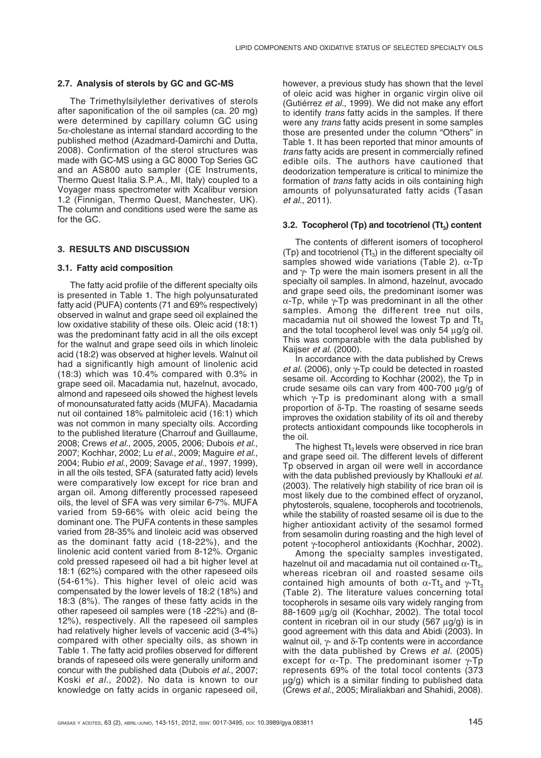### 2.7. Analysis of sterols by GC and GC-MS

The Trimethylsilylether derivatives of sterols after saponification of the oil samples (ca. 20 mg) were determined by capillary column GC using 5α-cholestane as internal standard according to the published method (Azadmard-Damirchi and Dutta, 2008). Confirmation of the sterol structures was made with GC-MS using a GC 8000 Top Series GC and an AS800 auto sampler (CE Instruments, Thermo Quest Italia S.P.A., MI, Italy) coupled to a Voyager mass spectrometer with Xcalibur version 1.2 (Finnigan, Thermo Quest, Manchester, UK). The column and conditions used were the same as for the GC.

## 3. RESULTS AND DISCUSSION

### 3.1. Fatty acid composition

The fatty acid profile of the different specialty oils is presented in Table 1. The high polyunsaturated fatty acid (PUFA) contents (71 and 69% respectively) observed in walnut and grape seed oil explained the low oxidative stability of these oils. Oleic acid (18:1) was the predominant fatty acid in all the oils except for the walnut and grape seed oils in which linoleic acid (18:2) was observed at higher levels. Walnut oil had a significantly high amount of linolenic acid (18:3) which was 10.4% compared with 0.3% in grape seed oil. Macadamia nut, hazelnut, avocado, almond and rapeseed oils showed the highest levels of monounsaturated fatty acids (MUFA). Macadamia nut oil contained 18% palmitoleic acid (16:1) which was not common in many specialty oils. According to the published literature (Charrouf and Guillaume, 2008; Crews *et al.*, 2005, 2005, 2006; Dubois *et al.*, 2007; Kochhar, 2002; Lu *et al.*, 2009; Maguire *et al.*, 2004; Rubio *et al.*, 2009; Savage *et al.*, 1997, 1999), in all the oils tested, SFA (saturated fatty acid) levels were comparatively low except for rice bran and argan oil. Among differently processed rapeseed oils, the level of SFA was very similar 6-7%. MUFA varied from 59-66% with oleic acid being the dominant one. The PUFA contents in these samples varied from 28-35% and linoleic acid was observed as the dominant fatty acid (18-22%), and the linolenic acid content varied from 8-12%. Organic cold pressed rapeseed oil had a bit higher level at 18:1 (62%) compared with the other rapeseed oils (54-61%). This higher level of oleic acid was compensated by the lower levels of 18:2 (18%) and 18:3 (8%). The ranges of these fatty acids in the other rapeseed oil samples were (18 -22%) and (8-12%), respectively. All the rapeseed oil samples had relatively higher levels of vaccenic acid (3-4%) compared with other specialty oils, as shown in Table 1. The fatty acid profiles observed for different brands of rapeseed oils were generally uniform and concur with the published data (Dubois *et al.*, 2007; Koski *et al.*, 2002). No data is known to our knowledge on fatty acids in organic rapeseed oil, however, a previous study has shown that the level of oleic acid was higher in organic virgin olive oil (Gutiérrez *et al.*, 1999). We did not make any effort to identify *trans* fatty acids in the samples. If there were any *trans* fatty acids present in some samples those are presented under the column "Others" in Table 1. It has been reported that minor amounts of *trans* fatty acids are present in commercially refined edible oils. The authors have cautioned that deodorization temperature is critical to minimize the formation of *trans* fatty acids in oils containing high amounts of polyunsaturated fatty acids (Tasan *et al.*, 2011).

### 3.2. Tocopherol (Tp) and tocotrienol ($Tt_3$) content

The contents of different isomers of tocopherol (Tp) and tocotrienol ($Tt_3$) in the different specialty oil samples showed wide variations (Table 2). α-Tp and γ- Tp were the main isomers present in all the specialty oil samples. In almond, hazelnut, avocado and grape seed oils, the predominant isomer was α-Tp, while γ-Tp was predominant in all the other samples. Among the different tree nut oils, macadamia nut oil showed the lowest Tp and $Tt_3$ and the total tocopherol level was only 54 μg/g oil. This was comparable with the data published by Kaijser *et al.* (2000).

In accordance with the data published by Crews *et al.* (2006), only γ-Tp could be detected in roasted sesame oil. According to Kochhar (2002), the Tp in crude sesame oils can vary from 400-700 μg/g of which γ-Tp is predominant along with a small proportion of δ-Tp. The roasting of sesame seeds improves the oxidation stability of its oil and thereby protects antioxidant compounds like tocopherols in the oil.

The highest $Tt_3$ levels were observed in rice bran and grape seed oil. The different levels of different Tp observed in argan oil were well in accordance with the data published previously by Khallouki *et al.* (2003). The relatively high stability of rice bran oil is most likely due to the combined effect of oryzanol, phytosterols, squalene, tocopherols and tocotrienols, while the stability of roasted sesame oil is due to the higher antioxidant activity of the sesamol formed from sesamolin during roasting and the high level of potent γ-tocopherol antioxidants (Kochhar, 2002).

Among the specialty samples investigated, hazelnut oil and macadamia nut oil contained α-$Tt_3$, whereas ricebran oil and roasted sesame oils contained high amounts of both α-$Tt_3$ and γ-$Tt_3$ (Table 2). The literature values concerning total tocopherols in sesame oils vary widely ranging from 88-1609 μg/g oil (Kochhar, 2002). The total tocol content in ricebran oil in our study (567 μg/g) is in good agreement with this data and Abidi (2003). In walnut oil, γ- and δ-Tp contents were in accordance with the data published by Crews *et al.* (2005) except for α-Tp. The predominant isomer γ-Tp represents 69% of the total tocol contents (373 μg/g) which is a similar finding to published data (Crews *et al.*, 2005; Miraliakbari and Shahidi, 2008).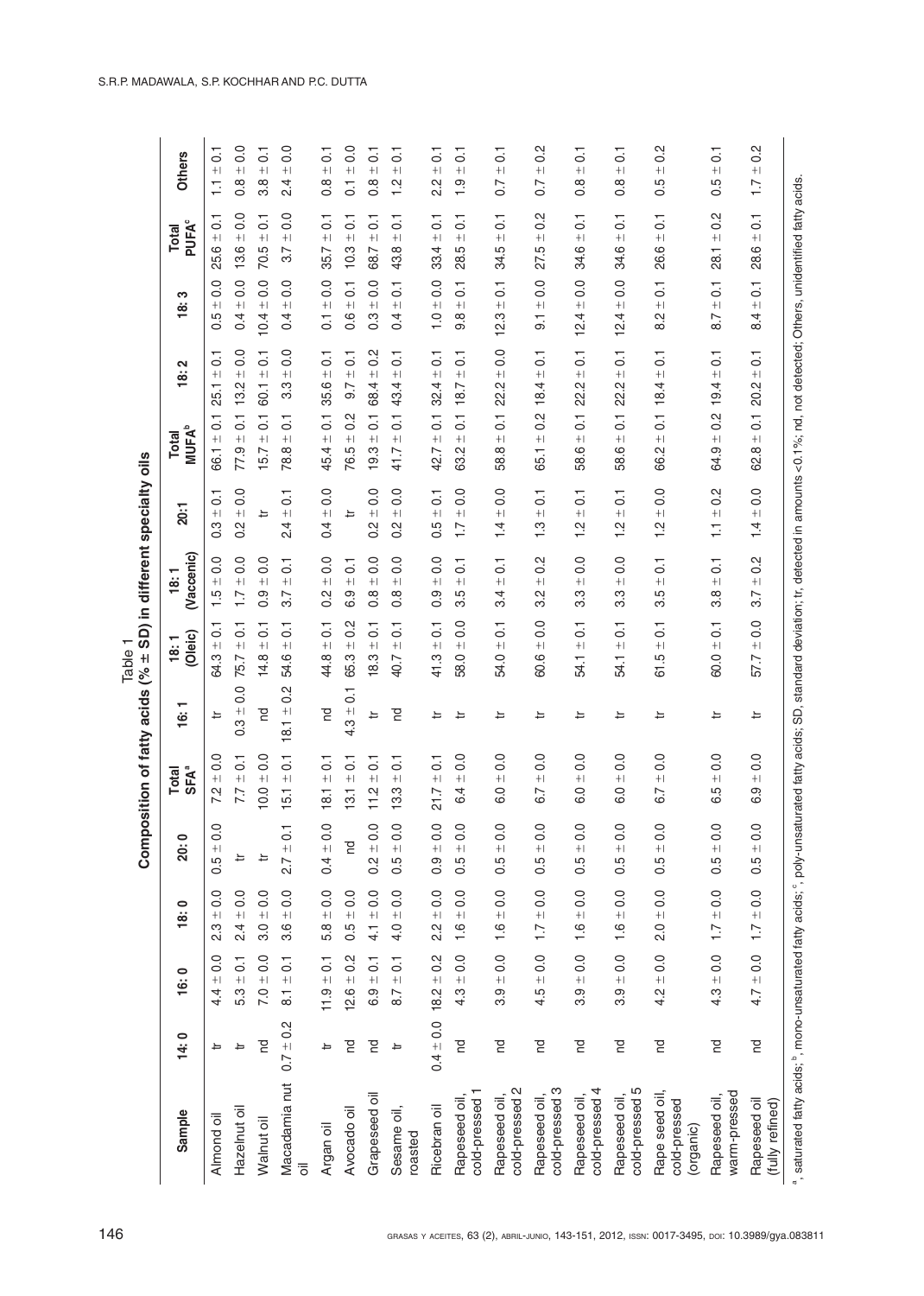Table 1
**Composition of fatty acids (% ± SD) in different specialty oils**

| Sample | 14: 0 | 16: 0 | 18: 0 | 20: 0 | Total SFA[a] | 16: 1 | 18: 1 (Oleic) | 18: 1 (Vaccenic) | 20:1 | Total MUFA[b] | 18: 2 | 18: 3 | Total PUFA[c] | Others |
|---|---|---|---|---|---|---|---|---|---|---|---|---|---|---|
| Almond oil | tr | 4.4 ± 0.0 | 2.3 ± 0.0 | 0.5 ± 0.0 | 7.2 ± 0.0 | tr | 64.3 ± 0.1 | 1.5 ± 0.0 | 0.3 ± 0.1 | 66.1 ± 0.1 | 25.1 ± 0.1 | 0.5 ± 0.0 | 25.6 ± 0.1 | 1.1 ± 0.1 |
| Hazelnut oil | tr | 5.3 ± 0.1 | 2.4 ± 0.0 | tr | 7.7 ± 0.1 | 0.3 ± 0.0 | 75.7 ± 0.1 | 1.7 ± 0.0 | 0.2 ± 0.0 | 77.9 ± 0.1 | 13.2 ± 0.0 | 0.4 ± 0.0 | 13.6 ± 0.0 | 0.8 ± 0.0 |
| Walnut oil | nd | 7.0 ± 0.0 | 3.0 ± 0.0 | tr | 10.0 ± 0.0 | nd | 14.8 ± 0.1 | 0.9 ± 0.0 | tr | 15.7 ± 0.1 | 60.1 ± 0.1 | 10.4 ± 0.0 | 70.5 ± 0.1 | 3.8 ± 0.1 |
| Macadamia nut oil | 0.7 ± 0.2 | 8.1 ± 0.1 | 3.6 ± 0.0 | 2.7 ± 0.1 | 15.1 ± 0.1 | 18.1 ± 0.2 | 54.6 ± 0.1 | 3.7 ± 0.1 | 2.4 ± 0.1 | 78.8 ± 0.1 | 3.3 ± 0.0 | 0.4 ± 0.0 | 3.7 ± 0.0 | 2.4 ± 0.0 |
| Argan oil | tr | 11.9 ± 0.1 | 5.8 ± 0.0 | 0.4 ± 0.0 | 18.1 ± 0.1 | nd | 44.8 ± 0.1 | 0.2 ± 0.0 | 0.4 ± 0.0 | 45.4 ± 0.1 | 35.6 ± 0.1 | 0.1 ± 0.0 | 35.7 ± 0.1 | 0.8 ± 0.1 |
| Avocado oil | nd | 12.6 ± 0.2 | 0.5 ± 0.0 | nd | 13.1 ± 0.1 | 4.3 ± 0.1 | 65.3 ± 0.2 | 6.9 ± 0.1 | tr | 76.5 ± 0.2 | 9.7 ± 0.1 | 0.6 ± 0.1 | 10.3 ± 0.1 | 0.1 ± 0.0 |
| Grapeseed oil | nd | 6.9 ± 0.1 | 4.1 ± 0.0 | 0.2 ± 0.0 | 11.2 ± 0.1 | tr | 18.3 ± 0.1 | 0.8 ± 0.0 | 0.2 ± 0.0 | 19.3 ± 0.1 | 68.4 ± 0.2 | 0.3 ± 0.0 | 68.7 ± 0.1 | 0.8 ± 0.1 |
| Sesame oil, roasted | tr | 8.7 ± 0.1 | 4.0 ± 0.0 | 0.5 ± 0.0 | 13.3 ± 0.1 | nd | 40.7 ± 0.1 | 0.8 ± 0.0 | 0.2 ± 0.0 | 41.7 ± 0.1 | 43.4 ± 0.1 | 0.4 ± 0.1 | 43.8 ± 0.1 | 1.2 ± 0.1 |
| Ricebran oil | 0.4 ± 0.0 | 18.2 ± 0.2 | 2.2 ± 0.0 | 0.9 ± 0.0 | 21.7 ± 0.1 | tr | 41.3 ± 0.1 | 0.9 ± 0.0 | 0.5 ± 0.1 | 42.7 ± 0.1 | 32.4 ± 0.1 | 1.0 ± 0.0 | 33.4 ± 0.1 | 2.2 ± 0.1 |
| Rapeseed oil, cold-pressed 1 | nd | 4.3 ± 0.0 | 1.6 ± 0.0 | 0.5 ± 0.0 | 6.4 ± 0.0 | tr | 58.0 ± 0.0 | 3.5 ± 0.1 | 1.7 ± 0.0 | 63.2 ± 0.1 | 18.7 ± 0.1 | 9.8 ± 0.1 | 28.5 ± 0.1 | 1.9 ± 0.1 |
| Rapeseed oil, cold-pressed 2 | nd | 3.9 ± 0.0 | 1.6 ± 0.0 | 0.5 ± 0.0 | 6.0 ± 0.0 | tr | 54.0 ± 0.1 | 3.4 ± 0.1 | 1.4 ± 0.0 | 58.8 ± 0.1 | 22.2 ± 0.0 | 12.3 ± 0.1 | 34.5 ± 0.1 | 0.7 ± 0.1 |
| Rapeseed oil, cold-pressed 3 | nd | 4.5 ± 0.0 | 1.7 ± 0.0 | 0.5 ± 0.0 | 6.7 ± 0.0 | tr | 60.6 ± 0.0 | 3.2 ± 0.2 | 1.3 ± 0.1 | 65.1 ± 0.2 | 18.4 ± 0.1 | 9.1 ± 0.0 | 27.5 ± 0.2 | 0.7 ± 0.2 |
| Rapeseed oil, cold-pressed 4 | nd | 3.9 ± 0.0 | 1.6 ± 0.0 | 0.5 ± 0.0 | 6.0 ± 0.0 | tr | 54.1 ± 0.1 | 3.3 ± 0.0 | 1.2 ± 0.1 | 58.6 ± 0.1 | 22.2 ± 0.1 | 12.4 ± 0.0 | 34.6 ± 0.1 | 0.8 ± 0.1 |
| Rapeseed oil, cold-pressed 5 | nd | 3.9 ± 0.0 | 1.6 ± 0.0 | 0.5 ± 0.0 | 6.0 ± 0.0 | tr | 54.1 ± 0.1 | 3.3 ± 0.0 | 1.2 ± 0.1 | 58.6 ± 0.1 | 22.2 ± 0.1 | 12.4 ± 0.0 | 34.6 ± 0.1 | 0.8 ± 0.1 |
| Rape seed oil, cold-pressed (organic) | nd | 4.2 ± 0.0 | 2.0 ± 0.0 | 0.5 ± 0.0 | 6.7 ± 0.0 | tr | 61.5 ± 0.1 | 3.5 ± 0.1 | 1.2 ± 0.0 | 66.2 ± 0.1 | 18.4 ± 0.1 | 8.2 ± 0.1 | 26.6 ± 0.1 | 0.5 ± 0.2 |
| Rapeseed oil, warm-pressed | nd | 4.3 ± 0.0 | 1.7 ± 0.0 | 0.5 ± 0.0 | 6.5 ± 0.0 | tr | 60.0 ± 0.1 | 3.8 ± 0.1 | 1.1 ± 0.2 | 64.9 ± 0.2 | 19.4 ± 0.1 | 8.7 ± 0.1 | 28.1 ± 0.2 | 0.5 ± 0.1 |
| Rapeseed oil (fully refined) | nd | 4.7 ± 0.0 | 1.7 ± 0.0 | 0.5 ± 0.0 | 6.9 ± 0.0 | tr | 57.7 ± 0.0 | 3.7 ± 0.2 | 1.4 ± 0.0 | 62.8 ± 0.1 | 20.2 ± 0.1 | 8.4 ± 0.1 | 28.6 ± 0.1 | 1.7 ± 0.2 |

[a], saturated fatty acids; [b], mono-unsaturated fatty acids; [c], poly-unsaturated fatty acids; SD, standard deviation; tr, detected in amounts <0.1%; nd, not detected; Others, unidentified fatty acids.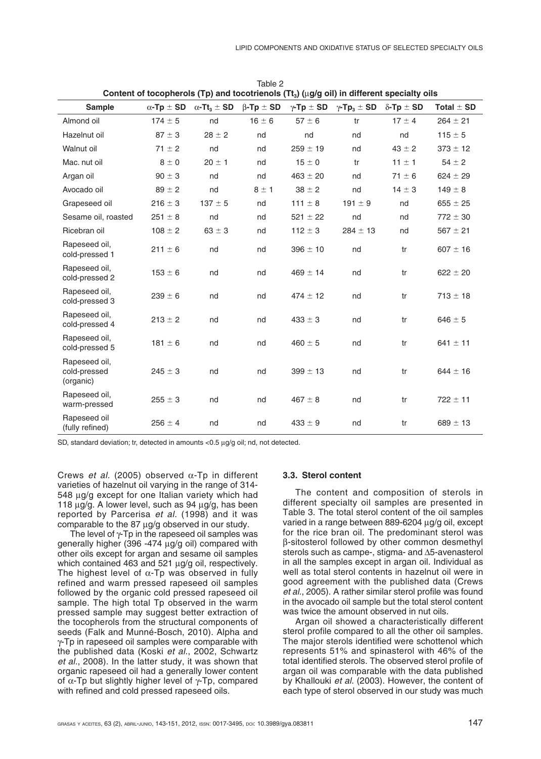Table 2
**Content of tocopherols (Tp) and tocotrienols ($Tt_3$) (μg/g oil) in different specialty oils**

| Sample | α-Tp ± SD | α-$Tt_3$ ± SD | β-Tp ± SD | γ-Tp ± SD | γ-$Tp_3$ ± SD | δ-Tp ± SD | Total ± SD |
|---|---|---|---|---|---|---|---|
| Almond oil | 174 ± 5 | nd | 16 ± 6 | 57 ± 6 | tr | 17 ± 4 | 264 ± 21 |
| Hazelnut oil | 87 ± 3 | 28 ± 2 | nd | nd | nd | nd | 115 ± 5 |
| Walnut oil | 71 ± 2 | nd | nd | 259 ± 19 | nd | 43 ± 2 | 373 ± 12 |
| Mac. nut oil | 8 ± 0 | 20 ± 1 | nd | 15 ± 0 | tr | 11 ± 1 | 54 ± 2 |
| Argan oil | 90 ± 3 | nd | nd | 463 ± 20 | nd | 71 ± 6 | 624 ± 29 |
| Avocado oil | 89 ± 2 | nd | 8 ± 1 | 38 ± 2 | nd | 14 ± 3 | 149 ± 8 |
| Grapeseed oil | 216 ± 3 | 137 ± 5 | nd | 111 ± 8 | 191 ± 9 | nd | 655 ± 25 |
| Sesame oil, roasted | 251 ± 8 | nd | nd | 521 ± 22 | nd | nd | 772 ± 30 |
| Ricebran oil | 108 ± 2 | 63 ± 3 | nd | 112 ± 3 | 284 ± 13 | nd | 567 ± 21 |
| Rapeseed oil, cold-pressed 1 | 211 ± 6 | nd | nd | 396 ± 10 | nd | tr | 607 ± 16 |
| Rapeseed oil, cold-pressed 2 | 153 ± 6 | nd | nd | 469 ± 14 | nd | tr | 622 ± 20 |
| Rapeseed oil, cold-pressed 3 | 239 ± 6 | nd | nd | 474 ± 12 | nd | tr | 713 ± 18 |
| Rapeseed oil, cold-pressed 4 | 213 ± 2 | nd | nd | 433 ± 3 | nd | tr | 646 ± 5 |
| Rapeseed oil, cold-pressed 5 | 181 ± 6 | nd | nd | 460 ± 5 | nd | tr | 641 ± 11 |
| Rapeseed oil, cold-pressed (organic) | 245 ± 3 | nd | nd | 399 ± 13 | nd | tr | 644 ± 16 |
| Rapeseed oil, warm-pressed | 255 ± 3 | nd | nd | 467 ± 8 | nd | tr | 722 ± 11 |
| Rapeseed oil (fully refined) | 256 ± 4 | nd | nd | 433 ± 9 | nd | tr | 689 ± 13 |

SD, standard deviation; tr, detected in amounts <0.5 μg/g oil; nd, not detected.

Crews *et al.* (2005) observed α-Tp in different varieties of hazelnut oil varying in the range of 314-548 μg/g except for one Italian variety which had 118 μg/g. A lower level, such as 94 μg/g, has been reported by Parcerisa *et al.* (1998) and it was comparable to the 87 μg/g observed in our study.

The level of γ-Tp in the rapeseed oil samples was generally higher (396 -474 μg/g oil) compared with other oils except for argan and sesame oil samples which contained 463 and 521 μg/g oil, respectively. The highest level of α-Tp was observed in fully refined and warm pressed rapeseed oil samples followed by the organic cold pressed rapeseed oil sample. The high total Tp observed in the warm pressed sample may suggest better extraction of the tocopherols from the structural components of seeds (Falk and Munné-Bosch, 2010). Alpha and γ-Tp in rapeseed oil samples were comparable with the published data (Koski *et al.*, 2002, Schwartz *et al.*, 2008). In the latter study, it was shown that organic rapeseed oil had a generally lower content of α-Tp but slightly higher level of γ-Tp, compared with refined and cold pressed rapeseed oils.

### 3.3. Sterol content

The content and composition of sterols in different specialty oil samples are presented in Table 3. The total sterol content of the oil samples varied in a range between 889-6204 μg/g oil, except for the rice bran oil. The predominant sterol was β-sitosterol followed by other common desmethyl sterols such as campe-, stigma- and Δ5-avenasterol in all the samples except in argan oil. Individual as well as total sterol contents in hazelnut oil were in good agreement with the published data (Crews *et al.*, 2005). A rather similar sterol profile was found in the avocado oil sample but the total sterol content was twice the amount observed in nut oils.

Argan oil showed a characteristically different sterol profile compared to all the other oil samples. The major sterols identified were schottenol which represents 51% and spinasterol with 46% of the total identified sterols. The observed sterol profile of argan oil was comparable with the data published by Khallouki *et al.* (2003). However, the content of each type of sterol observed in our study was much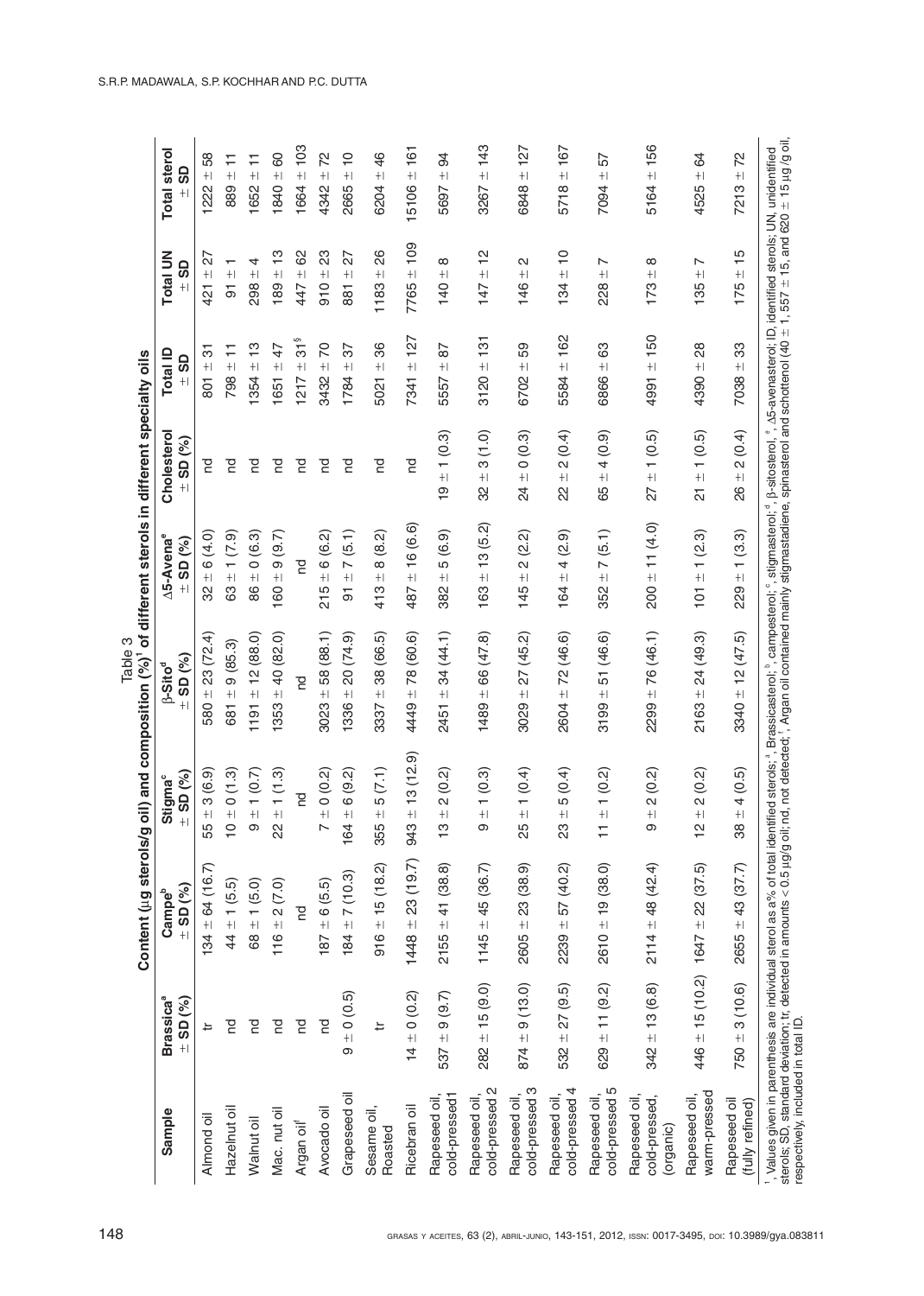Table 3
Content (µg sterols/g oil) and composition (%)[1] of different sterols in different specialty oils

| Sample | Brassica[a] ± SD (%) | Campe[b] ± SD (%) | Stigma[c] ± SD (%) | β-Sito[d] ± SD (%) | Δ5-Avena[e] ± SD (%) | Cholesterol ± SD (%) | Total ID ± SD | Total UN ± SD | Total sterol ± SD |
|---|---|---|---|---|---|---|---|---|---|
| Almond oil | tr | 134 ± 64 (16.7) | 55 ± 3 (6.9) | 580 ± 23 (72.4) | 32 ± 6 (4.0) | nd | 801 ± 31 | 421 ± 27 | 1222 ± 58 |
| Hazelnut oil | nd | 44 ± 1 (5.5) | 10 ± 0 (1.3) | 681 ± 9 (85.3) | 63 ± 1 (7.9) | nd | 798 ± 11 | 91 ± 1 | 889 ± 11 |
| Walnut oil | nd | 68 ± 1 (5.0) | 9 ± 1 (0.7) | 1191 ± 12 (88.0) | 86 ± 0 (6.3) | nd | 1354 ± 13 | 298 ± 4 | 1652 ± 11 |
| Mac. nut oil | nd | 116 ± 2 (7.0) | 22 ± 1 (1.3) | 1353 ± 40 (82.0) | 160 ± 9 (9.7) | nd | 1651 ± 47 | 189 ± 13 | 1840 ± 60 |
| Argan oil[f] | nd | nd | nd | nd | nd | nd | 1217 ± 31[$] | 447 ± 62 | 1664 ± 103 |
| Avocado oil | nd | 187 ± 6 (5.5) | 7 ± 0 (0.2) | 3023 ± 58 (88.1) | 215 ± 6 (6.2) | nd | 3432 ± 70 | 910 ± 23 | 4342 ± 72 |
| Grapeseed oil | 9 ± 0 (0.5) | 184 ± 7 (10.3) | 164 ± 6 (9.2) | 1336 ± 20 (74.9) | 91 ± 7 (5.1) | nd | 1784 ± 37 | 881 ± 27 | 2665 ± 10 |
| Sesame oil, Roasted | tr | 916 ± 15 (18.2) | 355 ± 5 (7.1) | 3337 ± 38 (66.5) | 413 ± 8 (8.2) | nd | 5021 ± 36 | 1183 ± 26 | 6204 ± 46 |
| Ricebran oil | 14 ± 0 (0.2) | 1448 ± 23 (19.7) | 943 ± 13 (12.9) | 4449 ± 78 (60.6) | 487 ± 16 (6.6) | nd | 7341 ± 127 | 7765 ± 109 | 15106 ± 161 |
| Rapeseed oil, cold-pressed1 | 537 ± 9 (9.7) | 2155 ± 41 (38.8) | 13 ± 2 (0.2) | 2451 ± 34 (44.1) | 382 ± 5 (6.9) | 19 ± 1 (0.3) | 5557 ± 87 | 140 ± 8 | 5697 ± 94 |
| Rapeseed oil, cold-pressed 2 | 282 ± 15 (9.0) | 1145 ± 45 (36.7) | 9 ± 1 (0.3) | 1489 ± 66 (47.8) | 163 ± 13 (5.2) | 32 ± 3 (1.0) | 3120 ± 131 | 147 ± 12 | 3267 ± 143 |
| Rapeseed oil, cold-pressed 3 | 874 ± 9 (13.0) | 2605 ± 23 (38.9) | 25 ± 1 (0.4) | 3029 ± 27 (45.2) | 145 ± 2 (2.2) | 24 ± 0 (0.3) | 6702 ± 59 | 146 ± 2 | 6848 ± 127 |
| Rapeseed oil, cold-pressed 4 | 532 ± 27 (9.5) | 2239 ± 57 (40.2) | 23 ± 5 (0.4) | 2604 ± 72 (46.6) | 164 ± 4 (2.9) | 22 ± 2 (0.4) | 5584 ± 162 | 134 ± 10 | 5718 ± 167 |
| Rapeseed oil, cold-pressed 5 | 629 ± 11 (9.2) | 2610 ± 19 (38.0) | 11 ± 1 (0.2) | 3199 ± 51 (46.6) | 352 ± 7 (5.1) | 65 ± 4 (0.9) | 6866 ± 63 | 228 ± 7 | 7094 ± 57 |
| Rapeseed oil, cold-pressed, (organic) | 342 ± 13 (6.8) | 2114 ± 48 (42.4) | 9 ± 2 (0.2) | 2299 ± 76 (46.1) | 200 ± 11 (4.0) | 27 ± 1 (0.5) | 4991 ± 150 | 173 ± 8 | 5164 ± 156 |
| Rapeseed oil, warm-pressed | 446 ± 15 (10.2) | 1647 ± 22 (37.5) | 12 ± 2 (0.2) | 2163 ± 24 (49.3) | 101 ± 1 (2.3) | 21 ± 1 (0.5) | 4390 ± 28 | 135 ± 7 | 4525 ± 64 |
| Rapeseed oil (fully refined) | 750 ± 3 (10.6) | 2655 ± 43 (37.7) | 38 ± 4 (0.5) | 3340 ± 12 (47.5) | 229 ± 1 (3.3) | 26 ± 2 (0.4) | 7038 ± 33 | 175 ± 15 | 7213 ± 72 |

[1] Values given in parenthesis are individual sterol as a% of total identified sterols; [a], Brassicasterol; [b], campesterol; [c], stigmasterol; [d], β-sitosterol, [e], Δ5-avenasterol; ID, identified sterols; UN, unidentified sterols; SD, standard deviation; tr, detected in amounts < 0.5 µg/g oil; nd, not detected; [f], Argan oil contained mainly stigmastadiene, spinasterol and schottenol (40 ± 1, 557 ± 15, and 620 ± 15 µg/g oil, respectively, included in total ID.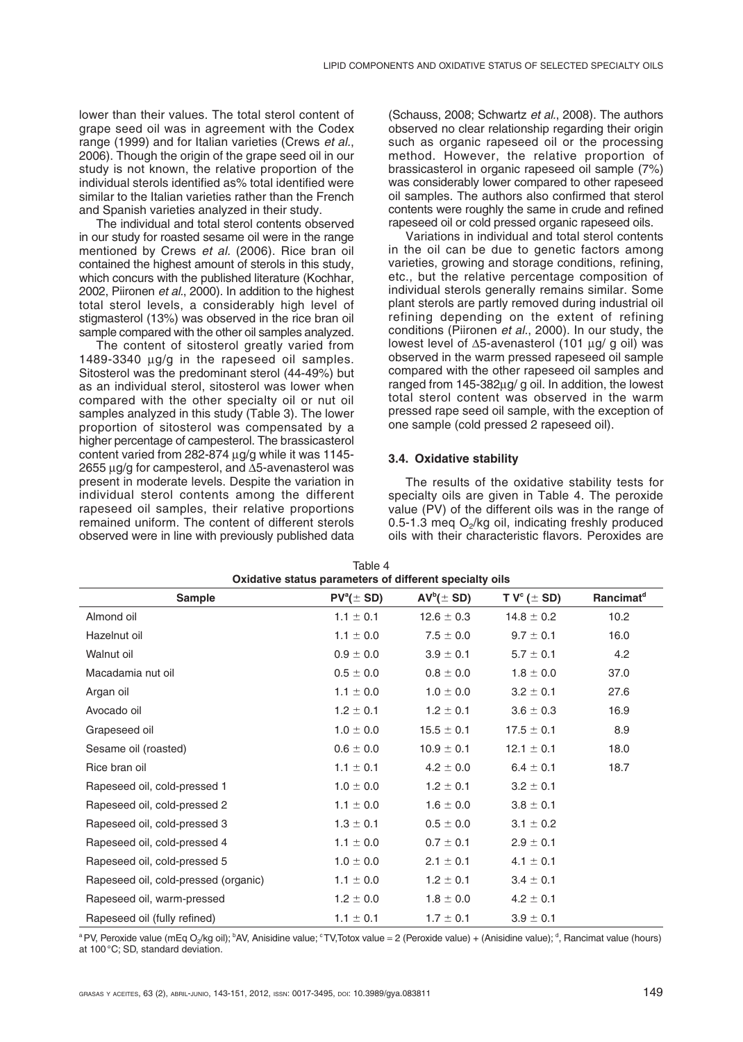lower than their values. The total sterol content of grape seed oil was in agreement with the Codex range (1999) and for Italian varieties (Crews *et al*., 2006). Though the origin of the grape seed oil in our study is not known, the relative proportion of the individual sterols identified as% total identified were similar to the Italian varieties rather than the French and Spanish varieties analyzed in their study.

The individual and total sterol contents observed in our study for roasted sesame oil were in the range mentioned by Crews *et al*. (2006). Rice bran oil contained the highest amount of sterols in this study, which concurs with the published literature (Kochhar, 2002, Piironen *et al*., 2000). In addition to the highest total sterol levels, a considerably high level of stigmasterol (13%) was observed in the rice bran oil sample compared with the other oil samples analyzed.

The content of sitosterol greatly varied from 1489-3340 μg/g in the rapeseed oil samples. Sitosterol was the predominant sterol (44-49%) but as an individual sterol, sitosterol was lower when compared with the other specialty oil or nut oil samples analyzed in this study (Table 3). The lower proportion of sitosterol was compensated by a higher percentage of campesterol. The brassicasterol content varied from 282-874 μg/g while it was 1145-2655 μg/g for campesterol, and Δ5-avenasterol was present in moderate levels. Despite the variation in individual sterol contents among the different rapeseed oil samples, their relative proportions remained uniform. The content of different sterols observed were in line with previously published data (Schauss, 2008; Schwartz *et al*., 2008). The authors observed no clear relationship regarding their origin such as organic rapeseed oil or the processing method. However, the relative proportion of brassicasterol in organic rapeseed oil sample (7%) was considerably lower compared to other rapeseed oil samples. The authors also confirmed that sterol contents were roughly the same in crude and refined rapeseed oil or cold pressed organic rapeseed oils.

Variations in individual and total sterol contents in the oil can be due to genetic factors among varieties, growing and storage conditions, refining, etc., but the relative percentage composition of individual sterols generally remains similar. Some plant sterols are partly removed during industrial oil refining depending on the extent of refining conditions (Piironen *et al*., 2000). In our study, the lowest level of Δ5-avenasterol (101 μg/ g oil) was observed in the warm pressed rapeseed oil sample compared with the other rapeseed oil samples and ranged from 145-382μg/ g oil. In addition, the lowest total sterol content was observed in the warm pressed rape seed oil sample, with the exception of one sample (cold pressed 2 rapeseed oil).

### 3.4. Oxidative stability

The results of the oxidative stability tests for specialty oils are given in Table 4. The peroxide value (PV) of the different oils was in the range of 0.5-1.3 meq $O_2$/kg oil, indicating freshly produced oils with their characteristic flavors. Peroxides are

Table 4
**Oxidative status parameters of different specialty oils**

| Sample | PV[a] (± SD) | AV[b] (± SD) | T V[c] (± SD) | Rancimat[d] |
|---|---|---|---|---|
| Almond oil | 1.1 ± 0.1 | 12.6 ± 0.3 | 14.8 ± 0.2 | 10.2 |
| Hazelnut oil | 1.1 ± 0.0 | 7.5 ± 0.0 | 9.7 ± 0.1 | 16.0 |
| Walnut oil | 0.9 ± 0.0 | 3.9 ± 0.1 | 5.7 ± 0.1 | 4.2 |
| Macadamia nut oil | 0.5 ± 0.0 | 0.8 ± 0.0 | 1.8 ± 0.0 | 37.0 |
| Argan oil | 1.1 ± 0.0 | 1.0 ± 0.0 | 3.2 ± 0.1 | 27.6 |
| Avocado oil | 1.2 ± 0.1 | 1.2 ± 0.1 | 3.6 ± 0.3 | 16.9 |
| Grapeseed oil | 1.0 ± 0.0 | 15.5 ± 0.1 | 17.5 ± 0.1 | 8.9 |
| Sesame oil (roasted) | 0.6 ± 0.0 | 10.9 ± 0.1 | 12.1 ± 0.1 | 18.0 |
| Rice bran oil | 1.1 ± 0.1 | 4.2 ± 0.0 | 6.4 ± 0.1 | 18.7 |
| Rapeseed oil, cold-pressed 1 | 1.0 ± 0.0 | 1.2 ± 0.1 | 3.2 ± 0.1 | |
| Rapeseed oil, cold-pressed 2 | 1.1 ± 0.0 | 1.6 ± 0.0 | 3.8 ± 0.1 | |
| Rapeseed oil, cold-pressed 3 | 1.3 ± 0.1 | 0.5 ± 0.0 | 3.1 ± 0.2 | |
| Rapeseed oil, cold-pressed 4 | 1.1 ± 0.0 | 0.7 ± 0.1 | 2.9 ± 0.1 | |
| Rapeseed oil, cold-pressed 5 | 1.0 ± 0.0 | 2.1 ± 0.1 | 4.1 ± 0.1 | |
| Rapeseed oil, cold-pressed (organic) | 1.1 ± 0.0 | 1.2 ± 0.1 | 3.4 ± 0.1 | |
| Rapeseed oil, warm-pressed | 1.2 ± 0.0 | 1.8 ± 0.0 | 4.2 ± 0.1 | |
| Rapeseed oil (fully refined) | 1.1 ± 0.1 | 1.7 ± 0.1 | 3.9 ± 0.1 | |

[a] PV, Peroxide value (mEq $O_2$/kg oil); [b] AV, Anisidine value; [c] TV, Totox value = 2 (Peroxide value) + (Anisidine value); [d], Rancimat value (hours) at 100 °C; SD, standard deviation.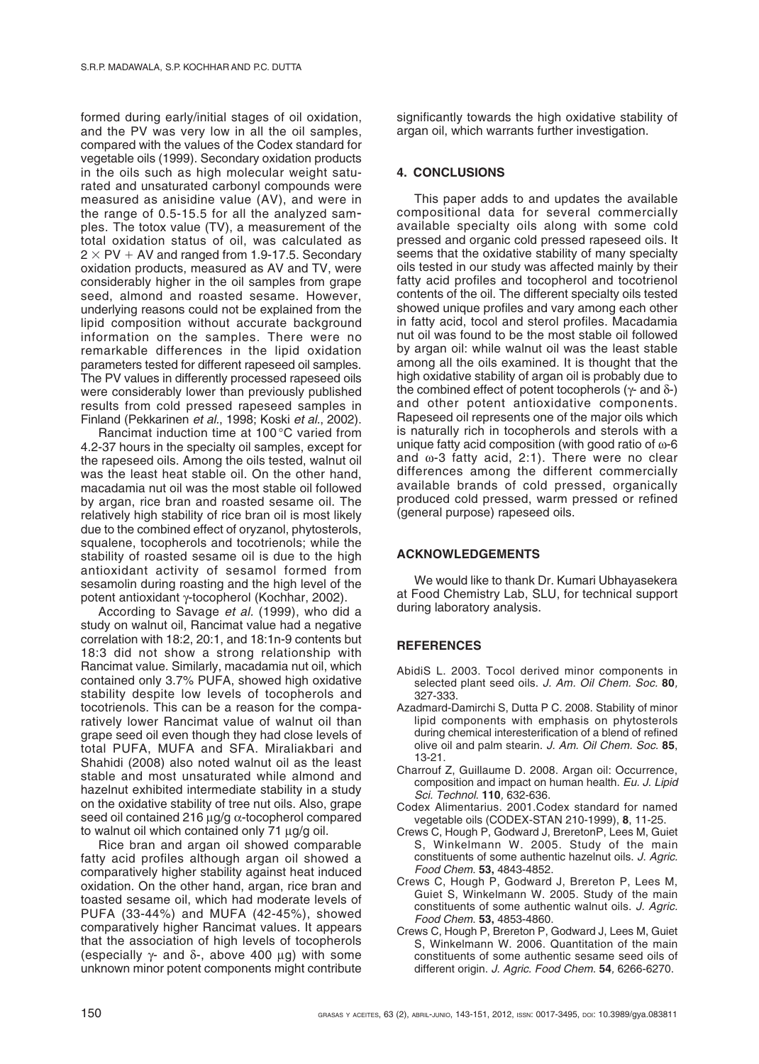formed during early/initial stages of oil oxidation, and the PV was very low in all the oil samples, compared with the values of the Codex standard for vegetable oils (1999). Secondary oxidation products in the oils such as high molecular weight saturated and unsaturated carbonyl compounds were measured as anisidine value (AV), and were in the range of 0.5-15.5 for all the analyzed samples. The totox value (TV), a measurement of the total oxidation status of oil, was calculated as $2 \times PV + AV$ and ranged from 1.9-17.5. Secondary oxidation products, measured as AV and TV, were considerably higher in the oil samples from grape seed, almond and roasted sesame. However, underlying reasons could not be explained from the lipid composition without accurate background information on the samples. There were no remarkable differences in the lipid oxidation parameters tested for different rapeseed oil samples. The PV values in differently processed rapeseed oils were considerably lower than previously published results from cold pressed rapeseed samples in Finland (Pekkarinen *et al.*, 1998; Koski *et al.*, 2002).

Rancimat induction time at 100 °C varied from 4.2-37 hours in the specialty oil samples, except for the rapeseed oils. Among the oils tested, walnut oil was the least heat stable oil. On the other hand, macadamia nut oil was the most stable oil followed by argan, rice bran and roasted sesame oil. The relatively high stability of rice bran oil is most likely due to the combined effect of oryzanol, phytosterols, squalene, tocopherols and tocotrienols; while the stability of roasted sesame oil is due to the high antioxidant activity of sesamol formed from sesamolin during roasting and the high level of the potent antioxidant γ-tocopherol (Kochhar, 2002).

According to Savage *et al.* (1999), who did a study on walnut oil, Rancimat value had a negative correlation with 18:2, 20:1, and 18:1n-9 contents but 18:3 did not show a strong relationship with Rancimat value. Similarly, macadamia nut oil, which contained only 3.7% PUFA, showed high oxidative stability despite low levels of tocopherols and tocotrienols. This can be a reason for the comparatively lower Rancimat value of walnut oil than grape seed oil even though they had close levels of total PUFA, MUFA and SFA. Miraliakbari and Shahidi (2008) also noted walnut oil as the least stable and most unsaturated while almond and hazelnut exhibited intermediate stability in a study on the oxidative stability of tree nut oils. Also, grape seed oil contained 216 μg/g α-tocopherol compared to walnut oil which contained only 71 μg/g oil.

Rice bran and argan oil showed comparable fatty acid profiles although argan oil showed a comparatively higher stability against heat induced oxidation. On the other hand, argan, rice bran and toasted sesame oil, which had moderate levels of PUFA (33-44%) and MUFA (42-45%), showed comparatively higher Rancimat values. It appears that the association of high levels of tocopherols (especially γ- and δ-, above 400 μg) with some unknown minor potent components might contribute significantly towards the high oxidative stability of argan oil, which warrants further investigation.

## 4. CONCLUSIONS

This paper adds to and updates the available compositional data for several commercially available specialty oils along with some cold pressed and organic cold pressed rapeseed oils. It seems that the oxidative stability of many specialty oils tested in our study was affected mainly by their fatty acid profiles and tocopherol and tocotrienol contents of the oil. The different specialty oils tested showed unique profiles and vary among each other in fatty acid, tocol and sterol profiles. Macadamia nut oil was found to be the most stable oil followed by argan oil: while walnut oil was the least stable among all the oils examined. It is thought that the high oxidative stability of argan oil is probably due to the combined effect of potent tocopherols (γ- and δ-) and other potent antioxidative components. Rapeseed oil represents one of the major oils which is naturally rich in tocopherols and sterols with a unique fatty acid composition (with good ratio of ω-6 and ω-3 fatty acid, 2:1). There were no clear differences among the different commercially available brands of cold pressed, organically produced cold pressed, warm pressed or refined (general purpose) rapeseed oils.

## ACKNOWLEDGEMENTS

We would like to thank Dr. Kumari Ubhayasekera at Food Chemistry Lab, SLU, for technical support during laboratory analysis.

## REFERENCES

- AbidiS L. 2003. Tocol derived minor components in selected plant seed oils. *J. Am. Oil Chem. Soc.* **80**, 327-333.
- Azadmard-Damirchi S, Dutta P C. 2008. Stability of minor lipid components with emphasis on phytosterols during chemical interesterification of a blend of refined olive oil and palm stearin. *J. Am. Oil Chem. Soc.* **85**, 13-21.
- Charrouf Z, Guillaume D. 2008. Argan oil: Occurrence, composition and impact on human health. *Eu. J. Lipid Sci. Technol.* **110**, 632-636.
- Codex Alimentarius. 2001.Codex standard for named vegetable oils (CODEX-STAN 210-1999), **8**, 11-25.
- Crews C, Hough P, Godward J, BreretonP, Lees M, Guiet S, Winkelmann W. 2005. Study of the main constituents of some authentic hazelnut oils. *J. Agric. Food Chem.* **53,** 4843-4852.
- Crews C, Hough P, Godward J, Brereton P, Lees M, Guiet S, Winkelmann W. 2005. Study of the main constituents of some authentic walnut oils. *J. Agric. Food Chem.* **53,** 4853-4860.
- Crews C, Hough P, Brereton P, Godward J, Lees M, Guiet S, Winkelmann W. 2006. Quantitation of the main constituents of some authentic sesame seed oils of different origin. *J. Agric. Food Chem.* **54**, 6266-6270.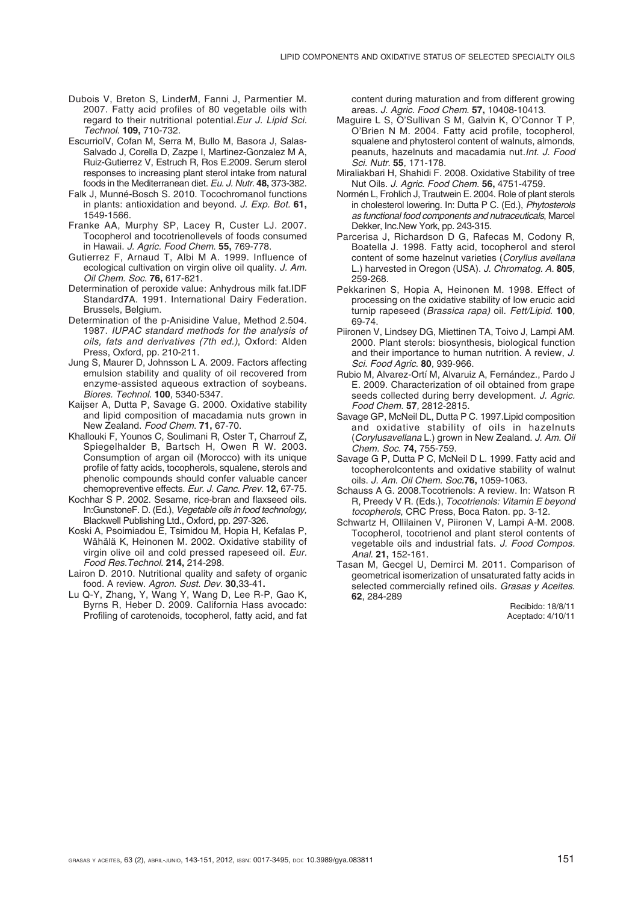Dubois V, Breton S, LinderM, Fanni J, Parmentier M. 2007. Fatty acid profiles of 80 vegetable oils with regard to their nutritional potential.*Eur J. Lipid Sci. Technol.* **109,** 710-732.

EscurriolV, Cofan M, Serra M, Bullo M, Basora J, Salas-Salvado J, Corella D, Zazpe I, Martinez-Gonzalez M A, Ruiz-Gutierrez V, Estruch R, Ros E.2009. Serum sterol responses to increasing plant sterol intake from natural foods in the Mediterranean diet. *Eu. J. Nutr.* **48,** 373-382.

Falk J, Munné-Bosch S. 2010. Tocochromanol functions in plants: antioxidation and beyond. *J. Exp. Bot.* **61,** 1549-1566.

Franke AA, Murphy SP, Lacey R, Custer LJ. 2007. Tocopherol and tocotrienollevels of foods consumed in Hawaii. *J. Agric. Food Chem.* **55,** 769-778.

Gutierrez F, Arnaud T, Albi M A. 1999. Influence of ecological cultivation on virgin olive oil quality. *J. Am. Oil Chem. Soc.* **76,** 617-621.

Determination of peroxide value: Anhydrous milk fat.IDF Standard**7**A. 1991. International Dairy Federation. Brussels, Belgium.

Determination of the p-Anisidine Value, Method 2.504. 1987. *IUPAC standard methods for the analysis of oils, fats and derivatives (7th ed.)*, Oxford: Alden Press, Oxford, pp. 210-211.

Jung S, Maurer D, Johnsson L A. 2009. Factors affecting emulsion stability and quality of oil recovered from enzyme-assisted aqueous extraction of soybeans. *Biores. Technol.* **100**, 5340-5347.

Kaijser A, Dutta P, Savage G. 2000. Oxidative stability and lipid composition of macadamia nuts grown in New Zealand. *Food Chem.* **71,** 67-70.

Khallouki F, Younos C, Soulimani R, Oster T, Charrouf Z, Spiegelhalder B, Bartsch H, Owen R W. 2003. Consumption of argan oil (Morocco) with its unique profile of fatty acids, tocopherols, squalene, sterols and phenolic compounds should confer valuable cancer chemopreventive effects. *Eur. J. Canc. Prev.* **12,** 67-75.

Kochhar S P. 2002. Sesame, rice-bran and flaxseed oils. In:GunstoneF. D. (Ed.), *Vegetable oils in food technology,* Blackwell Publishing Ltd., Oxford, pp. 297-326.

Koski A, Psoimiadou E, Tsimidou M, Hopia H, Kefalas P, Wähälä K, Heinonen M. 2002. Oxidative stability of virgin olive oil and cold pressed rapeseed oil. *Eur. Food Res.Technol.* **214,** 214-298.

Lairon D. 2010. Nutritional quality and safety of organic food. A review. *Agron. Sust. Dev.* **30**,33-41**.**

Lu Q-Y, Zhang, Y, Wang Y, Wang D, Lee R-P, Gao K, Byrns R, Heber D. 2009. California Hass avocado: Profiling of carotenoids, tocopherol, fatty acid, and fat content during maturation and from different growing areas. *J. Agric. Food Chem.* **57,** 10408-10413.

Maguire L S, O'Sullivan S M, Galvin K, O'Connor T P, O'Brien N M. 2004. Fatty acid profile, tocopherol, squalene and phytosterol content of walnuts, almonds, peanuts, hazelnuts and macadamia nut.*Int. J. Food Sci. Nutr.* **55***,* 171-178.

Miraliakbari H, Shahidi F. 2008. Oxidative Stability of tree Nut Oils. *J. Agric. Food Chem.* **56,** 4751-4759.

Normén L, Frohlich J, Trautwein E. 2004. Role of plant sterols in cholesterol lowering. In: Dutta P C. (Ed.), *Phytosterols as functional food components and nutraceuticals*, Marcel Dekker, Inc.New York, pp. 243-315.

Parcerisa J, Richardson D G, Rafecas M, Codony R, Boatella J. 1998. Fatty acid, tocopherol and sterol content of some hazelnut varieties (*Coryllus avellana* L.) harvested in Oregon (USA). *J. Chromatog. A.* **805***,* 259-268.

Pekkarinen S, Hopia A, Heinonen M. 1998. Effect of processing on the oxidative stability of low erucic acid turnip rapeseed (*Brassica rapa)* oil. *Fett/Lipid*. **100***,* 69-74.

Piironen V, Lindsey DG, Miettinen TA, Toivo J, Lampi AM. 2000. Plant sterols: biosynthesis, biological function and their importance to human nutrition. A review, *J. Sci. Food Agric.* **80***,* 939-966.

Rubio M, Alvarez-Ortí M, Alvaruiz A, Fernández., Pardo J E. 2009. Characterization of oil obtained from grape seeds collected during berry development. *J. Agric. Food Chem.* **57***,* 2812-2815.

Savage GP, McNeil DL, Dutta P C. 1997.Lipid composition and oxidative stability of oils in hazelnuts (*Corylusavellana* L.) grown in New Zealand. *J. Am. Oil Chem. Soc.* **74,** 755-759.

Savage G P, Dutta P C, McNeil D L. 1999. Fatty acid and tocopherolcontents and oxidative stability of walnut oils. *J. Am. Oil Chem. Soc.***76,** 1059-1063.

Schauss A G. 2008.Tocotrienols: A review. In: Watson R R, Preedy V R. (Eds.), *Tocotrienols: Vitamin E beyond tocopherols*, CRC Press, Boca Raton. pp. 3-12.

Schwartz H, Ollilainen V, Piironen V, Lampi A-M. 2008. Tocopherol, tocotrienol and plant sterol contents of vegetable oils and industrial fats. *J. Food Compos. Anal.* **21,** 152-161.

Tasan M, Gecgel U, Demirci M. 2011. Comparison of geometrical isomerization of unsaturated fatty acids in selected commercially refined oils. *Grasas y Aceites.* **62**, 284-289

Recibido: 18/8/11
Aceptado: 4/10/11